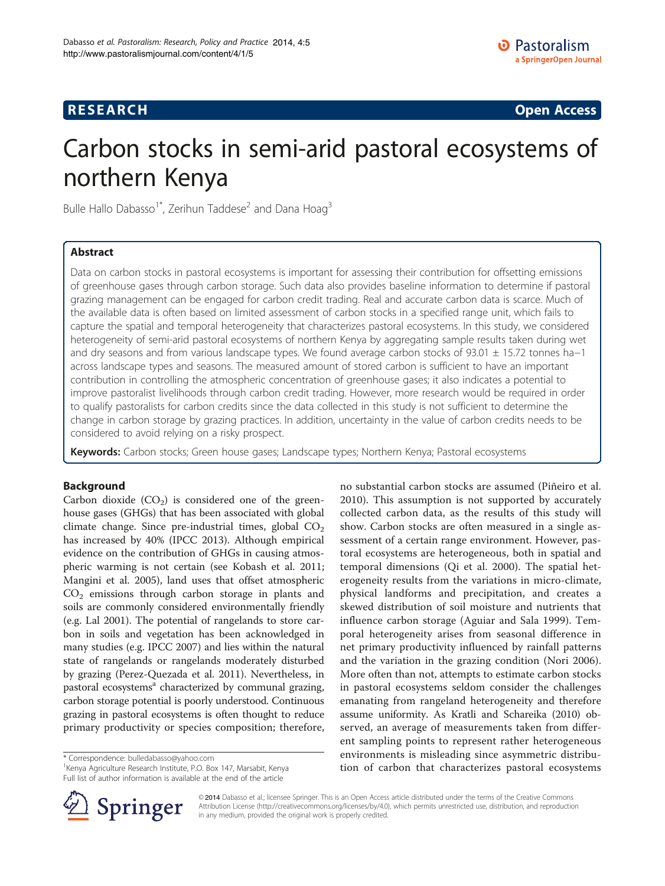**RESEARCH** **Open Access**

# Carbon stocks in semi-arid pastoral ecosystems of northern Kenya

Bulle Hallo Dabasso[1*], Zerihun Taddese[2] and Dana Hoag[3]

## Abstract

Data on carbon stocks in pastoral ecosystems is important for assessing their contribution for offsetting emissions of greenhouse gases through carbon storage. Such data also provides baseline information to determine if pastoral grazing management can be engaged for carbon credit trading. Real and accurate carbon data is scarce. Much of the available data is often based on limited assessment of carbon stocks in a specified range unit, which fails to capture the spatial and temporal heterogeneity that characterizes pastoral ecosystems. In this study, we considered heterogeneity of semi-arid pastoral ecosystems of northern Kenya by aggregating sample results taken during wet and dry seasons and from various landscape types. We found average carbon stocks of 93.01 ± 15.72 tonnes ha−1 across landscape types and seasons. The measured amount of stored carbon is sufficient to have an important contribution in controlling the atmospheric concentration of greenhouse gases; it also indicates a potential to improve pastoralist livelihoods through carbon credit trading. However, more research would be required in order to qualify pastoralists for carbon credits since the data collected in this study is not sufficient to determine the change in carbon storage by grazing practices. In addition, uncertainty in the value of carbon credits needs to be considered to avoid relying on a risky prospect.

**Keywords:** Carbon stocks; Green house gases; Landscape types; Northern Kenya; Pastoral ecosystems

## Background

Carbon dioxide ($CO_2$) is considered one of the greenhouse gases (GHGs) that has been associated with global climate change. Since pre-industrial times, global $CO_2$ has increased by 40% (IPCC 2013). Although empirical evidence on the contribution of GHGs in causing atmospheric warming is not certain (see Kobash et al. 2011; Mangini et al. 2005), land uses that offset atmospheric $CO_2$ emissions through carbon storage in plants and soils are commonly considered environmentally friendly (e.g. Lal 2001). The potential of rangelands to store carbon in soils and vegetation has been acknowledged in many studies (e.g. IPCC 2007) and lies within the natural state of rangelands or rangelands moderately disturbed by grazing (Perez-Quezada et al. 2011). Nevertheless, in pastoral ecosystems[a] characterized by communal grazing, carbon storage potential is poorly understood. Continuous grazing in pastoral ecosystems is often thought to reduce primary productivity or species composition; therefore, no substantial carbon stocks are assumed (Piñeiro et al. 2010). This assumption is not supported by accurately collected carbon data, as the results of this study will show. Carbon stocks are often measured in a single assessment of a certain range environment. However, pastoral ecosystems are heterogeneous, both in spatial and temporal dimensions (Qi et al. 2000). The spatial heterogeneity results from the variations in micro-climate, physical landforms and precipitation, and creates a skewed distribution of soil moisture and nutrients that influence carbon storage (Aguiar and Sala 1999). Temporal heterogeneity arises from seasonal difference in net primary productivity influenced by rainfall patterns and the variation in the grazing condition (Nori 2006). More often than not, attempts to estimate carbon stocks in pastoral ecosystems seldom consider the challenges emanating from rangeland heterogeneity and therefore assume uniformity. As Kratli and Schareika (2010) observed, an average of measurements taken from different sampling points to represent rather heterogeneous environments is misleading since asymmetric distribution of carbon that characterizes pastoral ecosystems

\* Correspondence: bulledabasso@yahoo.com
[1]Kenya Agriculture Research Institute, P.O. Box 147, Marsabit, Kenya
Full list of author information is available at the end of the article

© 2014 Dabasso et al.; licensee Springer. This is an Open Access article distributed under the terms of the Creative Commons Attribution License (http://creativecommons.org/licenses/by/4.0), which permits unrestricted use, distribution, and reproduction in any medium, provided the original work is properly credited.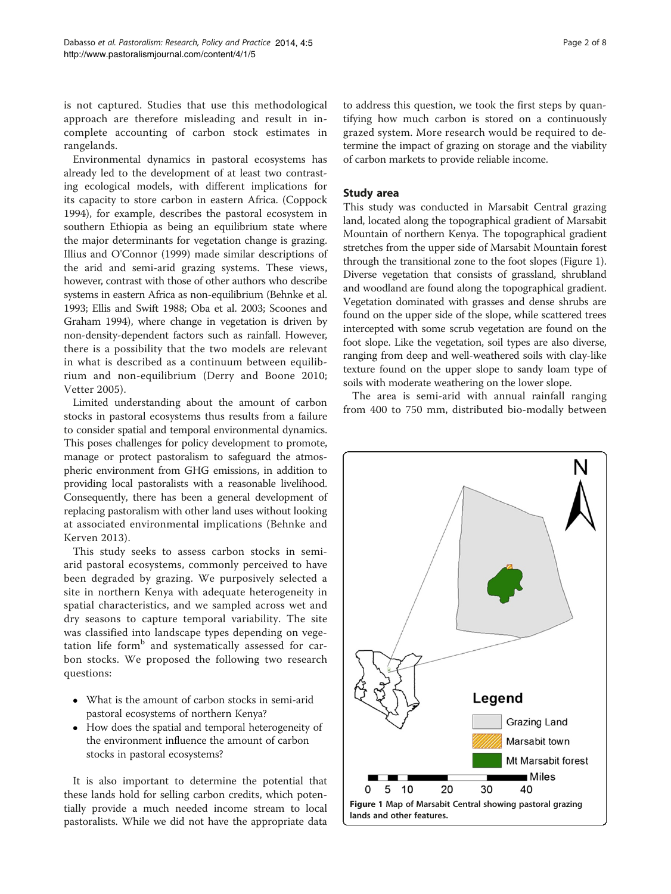is not captured. Studies that use this methodological approach are therefore misleading and result in incomplete accounting of carbon stock estimates in rangelands.

Environmental dynamics in pastoral ecosystems has already led to the development of at least two contrasting ecological models, with different implications for its capacity to store carbon in eastern Africa. (Coppock 1994), for example, describes the pastoral ecosystem in southern Ethiopia as being an equilibrium state where the major determinants for vegetation change is grazing. Illius and O'Connor (1999) made similar descriptions of the arid and semi-arid grazing systems. These views, however, contrast with those of other authors who describe systems in eastern Africa as non-equilibrium (Behnke et al. 1993; Ellis and Swift 1988; Oba et al. 2003; Scoones and Graham 1994), where change in vegetation is driven by non-density-dependent factors such as rainfall. However, there is a possibility that the two models are relevant in what is described as a continuum between equilibrium and non-equilibrium (Derry and Boone 2010; Vetter 2005).

Limited understanding about the amount of carbon stocks in pastoral ecosystems thus results from a failure to consider spatial and temporal environmental dynamics. This poses challenges for policy development to promote, manage or protect pastoralism to safeguard the atmospheric environment from GHG emissions, in addition to providing local pastoralists with a reasonable livelihood. Consequently, there has been a general development of replacing pastoralism with other land uses without looking at associated environmental implications (Behnke and Kerven 2013).

This study seeks to assess carbon stocks in semi-arid pastoral ecosystems, commonly perceived to have been degraded by grazing. We purposively selected a site in northern Kenya with adequate heterogeneity in spatial characteristics, and we sampled across wet and dry seasons to capture temporal variability. The site was classified into landscape types depending on vegetation life form[b] and systematically assessed for carbon stocks. We proposed the following two research questions:

- What is the amount of carbon stocks in semi-arid pastoral ecosystems of northern Kenya?
- How does the spatial and temporal heterogeneity of the environment influence the amount of carbon stocks in pastoral ecosystems?

It is also important to determine the potential that these lands hold for selling carbon credits, which potentially provide a much needed income stream to local pastoralists. While we did not have the appropriate data to address this question, we took the first steps by quantifying how much carbon is stored on a continuously grazed system. More research would be required to determine the impact of grazing on storage and the viability of carbon markets to provide reliable income.

## Study area

This study was conducted in Marsabit Central grazing land, located along the topographical gradient of Marsabit Mountain of northern Kenya. The topographical gradient stretches from the upper side of Marsabit Mountain forest through the transitional zone to the foot slopes (Figure 1). Diverse vegetation that consists of grassland, shrubland and woodland are found along the topographical gradient. Vegetation dominated with grasses and dense shrubs are found on the upper side of the slope, while scattered trees intercepted with some scrub vegetation are found on the foot slope. Like the vegetation, soil types are also diverse, ranging from deep and well-weathered soils with clay-like texture found on the upper slope to sandy loam type of soils with moderate weathering on the lower slope.

The area is semi-arid with annual rainfall ranging from 400 to 750 mm, distributed bio-modally between

**Figure 1** Map of Marsabit Central showing pastoral grazing lands and other features.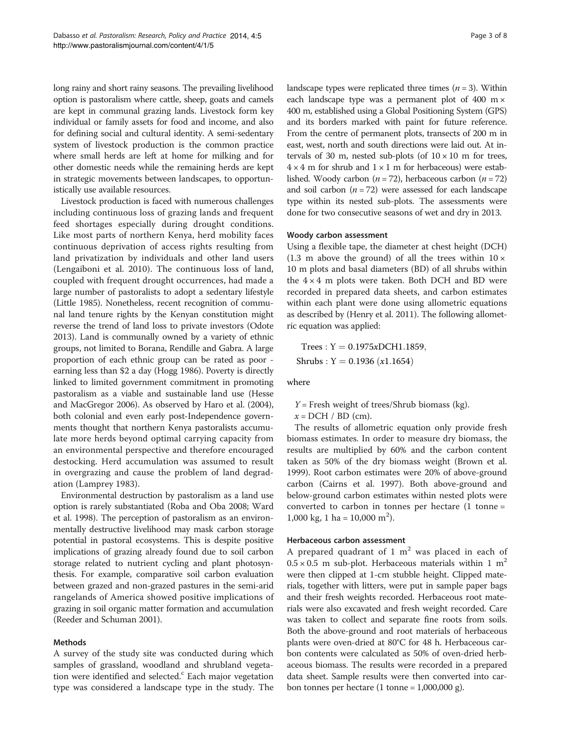long rainy and short rainy seasons. The prevailing livelihood option is pastoralism where cattle, sheep, goats and camels are kept in communal grazing lands. Livestock form key individual or family assets for food and income, and also for defining social and cultural identity. A semi-sedentary system of livestock production is the common practice where small herds are left at home for milking and for other domestic needs while the remaining herds are kept in strategic movements between landscapes, to opportunistically use available resources.

Livestock production is faced with numerous challenges including continuous loss of grazing lands and frequent feed shortages especially during drought conditions. Like most parts of northern Kenya, herd mobility faces continuous deprivation of access rights resulting from land privatization by individuals and other land users (Lengaiboni et al. 2010). The continuous loss of land, coupled with frequent drought occurrences, had made a large number of pastoralists to adopt a sedentary lifestyle (Little 1985). Nonetheless, recent recognition of communal land tenure rights by the Kenyan constitution might reverse the trend of land loss to private investors (Odote 2013). Land is communally owned by a variety of ethnic groups, not limited to Borana, Rendille and Gabra. A large proportion of each ethnic group can be rated as poor - earning less than $2 a day (Hogg 1986). Poverty is directly linked to limited government commitment in promoting pastoralism as a viable and sustainable land use (Hesse and MacGregor 2006). As observed by Haro et al. (2004), both colonial and even early post-Independence governments thought that northern Kenya pastoralists accumulate more herds beyond optimal carrying capacity from an environmental perspective and therefore encouraged destocking. Herd accumulation was assumed to result in overgrazing and cause the problem of land degradation (Lamprey 1983).

Environmental destruction by pastoralism as a land use option is rarely substantiated (Roba and Oba 2008; Ward et al. 1998). The perception of pastoralism as an environmentally destructive livelihood may mask carbon storage potential in pastoral ecosystems. This is despite positive implications of grazing already found due to soil carbon storage related to nutrient cycling and plant photosynthesis. For example, comparative soil carbon evaluation between grazed and non-grazed pastures in the semi-arid rangelands of America showed positive implications of grazing in soil organic matter formation and accumulation (Reeder and Schuman 2001).

## Methods

A survey of the study site was conducted during which samples of grassland, woodland and shrubland vegetation were identified and selected.[c] Each major vegetation type was considered a landscape type in the study. The landscape types were replicated three times ($n = 3$). Within each landscape type was a permanent plot of 400 m × 400 m, established using a Global Positioning System (GPS) and its borders marked with paint for future reference. From the centre of permanent plots, transects of 200 m in east, west, north and south directions were laid out. At intervals of 30 m, nested sub-plots (of 10 × 10 m for trees, 4 × 4 m for shrub and 1 × 1 m for herbaceous) were established. Woody carbon ($n = 72$), herbaceous carbon ($n = 72$) and soil carbon ($n = 72$) were assessed for each landscape type within its nested sub-plots. The assessments were done for two consecutive seasons of wet and dry in 2013.

### Woody carbon assessment

Using a flexible tape, the diameter at chest height (DCH) (1.3 m above the ground) of all the trees within 10 × 10 m plots and basal diameters (BD) of all shrubs within the 4 × 4 m plots were taken. Both DCH and BD were recorded in prepared data sheets, and carbon estimates within each plant were done using allometric equations as described by (Henry et al. 2011). The following allometric equation was applied:

$$\text{Trees}: \mathrm{Y} = 0.1975x\mathrm{DCH}1.1859,$$

$$\text{Shrubs}: \mathrm{Y} = 0.1936\ (x1.1654)$$

where

$Y$ = Fresh weight of trees/Shrub biomass (kg).

$x$ = DCH / BD (cm).

The results of allometric equation only provide fresh biomass estimates. In order to measure dry biomass, the results are multiplied by 60% and the carbon content taken as 50% of the dry biomass weight (Brown et al. 1999). Root carbon estimates were 20% of above-ground carbon (Cairns et al. 1997). Both above-ground and below-ground carbon estimates within nested plots were converted to carbon in tonnes per hectare (1 tonne = 1,000 kg, 1 ha = 10,000 $m^2$).

### Herbaceous carbon assessment

A prepared quadrant of 1 $m^2$ was placed in each of 0.5 × 0.5 m sub-plot. Herbaceous materials within 1 $m^2$ were then clipped at 1-cm stubble height. Clipped materials, together with litters, were put in sample paper bags and their fresh weights recorded. Herbaceous root materials were also excavated and fresh weight recorded. Care was taken to collect and separate fine roots from soils. Both the above-ground and root materials of herbaceous plants were oven-dried at 80°C for 48 h. Herbaceous carbon contents were calculated as 50% of oven-dried herbaceous biomass. The results were recorded in a prepared data sheet. Sample results were then converted into carbon tonnes per hectare (1 tonne = 1,000,000 g).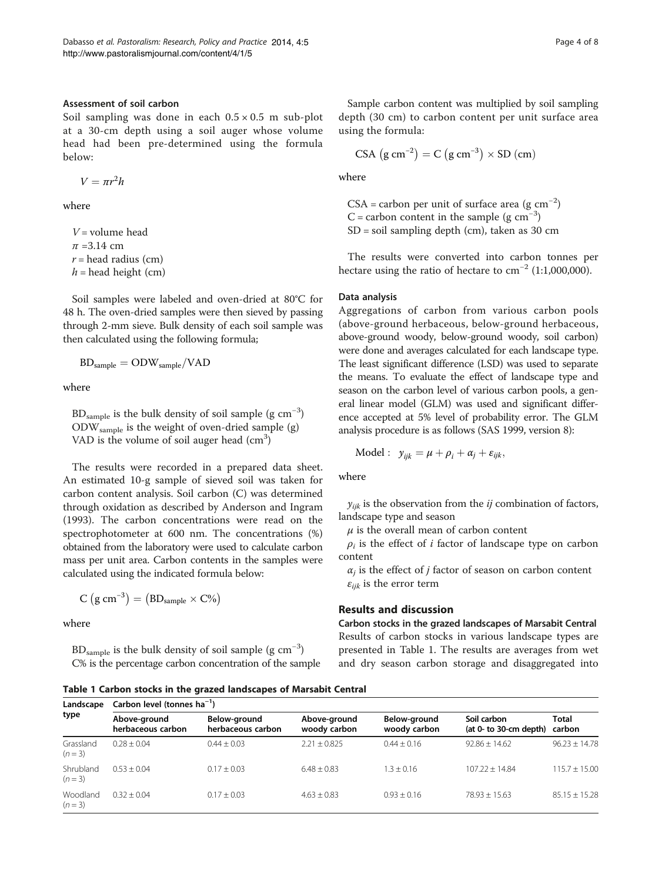### Assessment of soil carbon

Soil sampling was done in each 0.5 × 0.5 m sub-plot at a 30-cm depth using a soil auger whose volume head had been pre-determined using the formula below:

$$V = \pi r^2 h$$

where

$V$ = volume head
$\pi$ =3.14 cm
$r$ = head radius (cm)
$h$ = head height (cm)

Soil samples were labeled and oven-dried at 80°C for 48 h. The oven-dried samples were then sieved by passing through 2-mm sieve. Bulk density of each soil sample was then calculated using the following formula;

$$\mathrm{BD_{sample}} = \mathrm{ODW_{sample}}/\mathrm{VAD}$$

where

$\mathrm{BD_{sample}}$ is the bulk density of soil sample (g cm$^{-3}$)
$\mathrm{ODW_{sample}}$ is the weight of oven-dried sample (g)
VAD is the volume of soil auger head (cm$^3$)

The results were recorded in a prepared data sheet. An estimated 10-g sample of sieved soil was taken for carbon content analysis. Soil carbon (C) was determined through oxidation as described by Anderson and Ingram (1993). The carbon concentrations were read on the spectrophotometer at 600 nm. The concentrations (%) obtained from the laboratory were used to calculate carbon mass per unit area. Carbon contents in the samples were calculated using the indicated formula below:

$$\mathrm{C}\ (\mathrm{g\ cm^{-3}}) = (\mathrm{BD_{sample}} \times \mathrm{C\%})$$

where

$\mathrm{BD_{sample}}$ is the bulk density of soil sample (g cm$^{-3}$)
C% is the percentage carbon concentration of the sample

Sample carbon content was multiplied by soil sampling depth (30 cm) to carbon content per unit surface area using the formula:

$$\mathrm{CSA}\ (\mathrm{g\ cm^{-2}}) = \mathrm{C}\ (\mathrm{g\ cm^{-3}}) \times \mathrm{SD}\ (\mathrm{cm})$$

where

CSA = carbon per unit of surface area (g cm$^{-2}$)
C = carbon content in the sample (g cm$^{-3}$)
SD = soil sampling depth (cm), taken as 30 cm

The results were converted into carbon tonnes per hectare using the ratio of hectare to cm$^{-2}$ (1:1,000,000).

### Data analysis

Aggregations of carbon from various carbon pools (above-ground herbaceous, below-ground herbaceous, above-ground woody, below-ground woody, soil carbon) were done and averages calculated for each landscape type. The least significant difference (LSD) was used to separate the means. To evaluate the effect of landscape type and season on the carbon level of various carbon pools, a general linear model (GLM) was used and significant difference accepted at 5% level of probability error. The GLM analysis procedure is as follows (SAS 1999, version 8):

$$\text{Model}: \quad y_{ijk} = \mu + \rho_i + \alpha_j + \varepsilon_{ijk},$$

where

$y_{ijk}$ is the observation from the $ij$ combination of factors, landscape type and season
$\mu$ is the overall mean of carbon content
$\rho_i$ is the effect of $i$ factor of landscape type on carbon content
$\alpha_j$ is the effect of $j$ factor of season on carbon content
$\varepsilon_{ijk}$ is the error term

## Results and discussion

### Carbon stocks in the grazed landscapes of Marsabit Central

Results of carbon stocks in various landscape types are presented in Table 1. The results are averages from wet and dry season carbon storage and disaggregated into

**Table 1 Carbon stocks in the grazed landscapes of Marsabit Central**

| Landscape type | Carbon level (tonnes ha$^{-1}$) | | | | | |
|---|---|---|---|---|---|---|
| | Above-ground herbaceous carbon | Below-ground herbaceous carbon | Above-ground woody carbon | Below-ground woody carbon | Soil carbon (at 0- to 30-cm depth) | Total carbon |
| Grassland ($n$ = 3) | 0.28 ± 0.04 | 0.44 ± 0.03 | 2.21 ± 0.825 | 0.44 ± 0.16 | 92.86 ± 14.62 | 96.23 ± 14.78 |
| Shrubland ($n$ = 3) | 0.53 ± 0.04 | 0.17 ± 0.03 | 6.48 ± 0.83 | 1.3 ± 0.16 | 107.22 ± 14.84 | 115.7 ± 15.00 |
| Woodland ($n$ = 3) | 0.32 ± 0.04 | 0.17 ± 0.03 | 4.63 ± 0.83 | 0.93 ± 0.16 | 78.93 ± 15.63 | 85.15 ± 15.28 |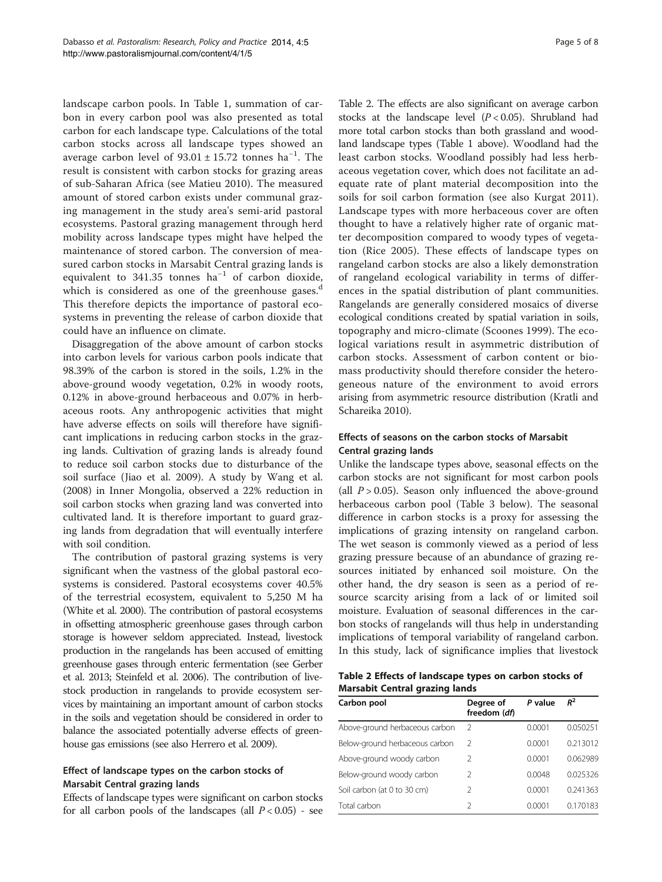landscape carbon pools. In Table 1, summation of carbon in every carbon pool was also presented as total carbon for each landscape type. Calculations of the total carbon stocks across all landscape types showed an average carbon level of $93.01 \pm 15.72$ tonnes $ha^{-1}$. The result is consistent with carbon stocks for grazing areas of sub-Saharan Africa (see Matieu 2010). The measured amount of stored carbon exists under communal grazing management in the study area's semi-arid pastoral ecosystems. Pastoral grazing management through herd mobility across landscape types might have helped the maintenance of stored carbon. The conversion of measured carbon stocks in Marsabit Central grazing lands is equivalent to 341.35 tonnes $ha^{-1}$ of carbon dioxide, which is considered as one of the greenhouse gases.[d] This therefore depicts the importance of pastoral ecosystems in preventing the release of carbon dioxide that could have an influence on climate.

Disaggregation of the above amount of carbon stocks into carbon levels for various carbon pools indicate that 98.39% of the carbon is stored in the soils, 1.2% in the above-ground woody vegetation, 0.2% in woody roots, 0.12% in above-ground herbaceous and 0.07% in herbaceous roots. Any anthropogenic activities that might have adverse effects on soils will therefore have significant implications in reducing carbon stocks in the grazing lands. Cultivation of grazing lands is already found to reduce soil carbon stocks due to disturbance of the soil surface (Jiao et al. 2009). A study by Wang et al. (2008) in Inner Mongolia, observed a 22% reduction in soil carbon stocks when grazing land was converted into cultivated land. It is therefore important to guard grazing lands from degradation that will eventually interfere with soil condition.

The contribution of pastoral grazing systems is very significant when the vastness of the global pastoral ecosystems is considered. Pastoral ecosystems cover 40.5% of the terrestrial ecosystem, equivalent to 5,250 M ha (White et al. 2000). The contribution of pastoral ecosystems in offsetting atmospheric greenhouse gases through carbon storage is however seldom appreciated. Instead, livestock production in the rangelands has been accused of emitting greenhouse gases through enteric fermentation (see Gerber et al. 2013; Steinfeld et al. 2006). The contribution of livestock production in rangelands to provide ecosystem services by maintaining an important amount of carbon stocks in the soils and vegetation should be considered in order to balance the associated potentially adverse effects of greenhouse gas emissions (see also Herrero et al. 2009).

### Effect of landscape types on the carbon stocks of Marsabit Central grazing lands

Effects of landscape types were significant on carbon stocks for all carbon pools of the landscapes (all $P < 0.05$) - see Table 2. The effects are also significant on average carbon stocks at the landscape level ($P < 0.05$). Shrubland had more total carbon stocks than both grassland and woodland landscape types (Table 1 above). Woodland had the least carbon stocks. Woodland possibly had less herbaceous vegetation cover, which does not facilitate an adequate rate of plant material decomposition into the soils for soil carbon formation (see also Kurgat 2011). Landscape types with more herbaceous cover are often thought to have a relatively higher rate of organic matter decomposition compared to woody types of vegetation (Rice 2005). These effects of landscape types on rangeland carbon stocks are also a likely demonstration of rangeland ecological variability in terms of differences in the spatial distribution of plant communities. Rangelands are generally considered mosaics of diverse ecological conditions created by spatial variation in soils, topography and micro-climate (Scoones 1999). The ecological variations result in asymmetric distribution of carbon stocks. Assessment of carbon content or biomass productivity should therefore consider the heterogeneous nature of the environment to avoid errors arising from asymmetric resource distribution (Kratli and Schareika 2010).

### Effects of seasons on the carbon stocks of Marsabit Central grazing lands

Unlike the landscape types above, seasonal effects on the carbon stocks are not significant for most carbon pools (all $P > 0.05$). Season only influenced the above-ground herbaceous carbon pool (Table 3 below). The seasonal difference in carbon stocks is a proxy for assessing the implications of grazing intensity on rangeland carbon. The wet season is commonly viewed as a period of less grazing pressure because of an abundance of grazing resources initiated by enhanced soil moisture. On the other hand, the dry season is seen as a period of resource scarcity arising from a lack of or limited soil moisture. Evaluation of seasonal differences in the carbon stocks of rangelands will thus help in understanding implications of temporal variability of rangeland carbon. In this study, lack of significance implies that livestock

**Table 2 Effects of landscape types on carbon stocks of Marsabit Central grazing lands**

| Carbon pool | Degree of freedom (*df*) | *P* value | $R^2$ |
|---|---|---|---|
| Above-ground herbaceous carbon | 2 | 0.0001 | 0.050251 |
| Below-ground herbaceous carbon | 2 | 0.0001 | 0.213012 |
| Above-ground woody carbon | 2 | 0.0001 | 0.062989 |
| Below-ground woody carbon | 2 | 0.0048 | 0.025326 |
| Soil carbon (at 0 to 30 cm) | 2 | 0.0001 | 0.241363 |
| Total carbon | 2 | 0.0001 | 0.170183 |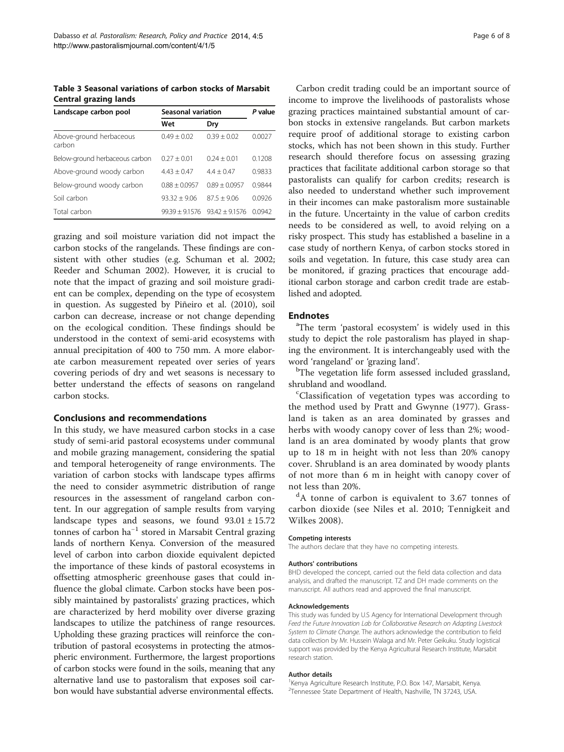**Table 3 Seasonal variations of carbon stocks of Marsabit Central grazing lands**

| Landscape carbon pool | Seasonal variation | | P value |
|---|---|---|---|
| | Wet | Dry | |
| Above-ground herbaceous carbon | 0.49 ± 0.02 | 0.39 ± 0.02 | 0.0027 |
| Below-ground herbaceous carbon | 0.27 ± 0.01 | 0.24 ± 0.01 | 0.1208 |
| Above-ground woody carbon | 4.43 ± 0.47 | 4.4 ± 0.47 | 0.9833 |
| Below-ground woody carbon | 0.88 ± 0.0957 | 0.89 ± 0.0957 | 0.9844 |
| Soil carbon | 93.32 ± 9.06 | 87.5 ± 9.06 | 0.0926 |
| Total carbon | 99.39 ± 9.1576 | 93.42 ± 9.1576 | 0.0942 |

grazing and soil moisture variation did not impact the carbon stocks of the rangelands. These findings are consistent with other studies (e.g. Schuman et al. 2002; Reeder and Schuman 2002). However, it is crucial to note that the impact of grazing and soil moisture gradient can be complex, depending on the type of ecosystem in question. As suggested by Piñeiro et al. (2010), soil carbon can decrease, increase or not change depending on the ecological condition. These findings should be understood in the context of semi-arid ecosystems with annual precipitation of 400 to 750 mm. A more elaborate carbon measurement repeated over series of years covering periods of dry and wet seasons is necessary to better understand the effects of seasons on rangeland carbon stocks.

## Conclusions and recommendations

In this study, we have measured carbon stocks in a case study of semi-arid pastoral ecosystems under communal and mobile grazing management, considering the spatial and temporal heterogeneity of range environments. The variation of carbon stocks with landscape types affirms the need to consider asymmetric distribution of range resources in the assessment of rangeland carbon content. In our aggregation of sample results from varying landscape types and seasons, we found 93.01 ± 15.72 tonnes of carbon $ha^{-1}$ stored in Marsabit Central grazing lands of northern Kenya. Conversion of the measured level of carbon into carbon dioxide equivalent depicted the importance of these kinds of pastoral ecosystems in offsetting atmospheric greenhouse gases that could influence the global climate. Carbon stocks have been possibly maintained by pastoralists' grazing practices, which are characterized by herd mobility over diverse grazing landscapes to utilize the patchiness of range resources. Upholding these grazing practices will reinforce the contribution of pastoral ecosystems in protecting the atmospheric environment. Furthermore, the largest proportions of carbon stocks were found in the soils, meaning that any alternative land use to pastoralism that exposes soil carbon would have substantial adverse environmental effects.

Carbon credit trading could be an important source of income to improve the livelihoods of pastoralists whose grazing practices maintained substantial amount of carbon stocks in extensive rangelands. But carbon markets require proof of additional storage to existing carbon stocks, which has not been shown in this study. Further research should therefore focus on assessing grazing practices that facilitate additional carbon storage so that pastoralists can qualify for carbon credits; research is also needed to understand whether such improvement in their incomes can make pastoralism more sustainable in the future. Uncertainty in the value of carbon credits needs to be considered as well, to avoid relying on a risky prospect. This study has established a baseline in a case study of northern Kenya, of carbon stocks stored in soils and vegetation. In future, this case study area can be monitored, if grazing practices that encourage additional carbon storage and carbon credit trade are established and adopted.

## Endnotes

[a]The term 'pastoral ecosystem' is widely used in this study to depict the role pastoralism has played in shaping the environment. It is interchangeably used with the word 'rangeland' or 'grazing land'.

[b]The vegetation life form assessed included grassland, shrubland and woodland.

[c]Classification of vegetation types was according to the method used by Pratt and Gwynne (1977). Grassland is taken as an area dominated by grasses and herbs with woody canopy cover of less than 2%; woodland is an area dominated by woody plants that grow up to 18 m in height with not less than 20% canopy cover. Shrubland is an area dominated by woody plants of not more than 6 m in height with canopy cover of not less than 20%.

[d]A tonne of carbon is equivalent to 3.67 tonnes of carbon dioxide (see Niles et al. 2010; Tennigkeit and Wilkes 2008).

#### Competing interests

The authors declare that they have no competing interests.

#### Authors' contributions

BHD developed the concept, carried out the field data collection and data analysis, and drafted the manuscript. TZ and DH made comments on the manuscript. All authors read and approved the final manuscript.

#### Acknowledgements

This study was funded by U.S Agency for International Development through *Feed the Future Innovation Lab for Collaborative Research on Adapting Livestock System to Climate Change*. The authors acknowledge the contribution to field data collection by Mr. Hussein Walaga and Mr. Peter Geikuku. Study logistical support was provided by the Kenya Agricultural Research Institute, Marsabit research station.

#### Author details

[1]Kenya Agriculture Research Institute, P.O. Box 147, Marsabit, Kenya. [2]Tennessee State Department of Health, Nashville, TN 37243, USA.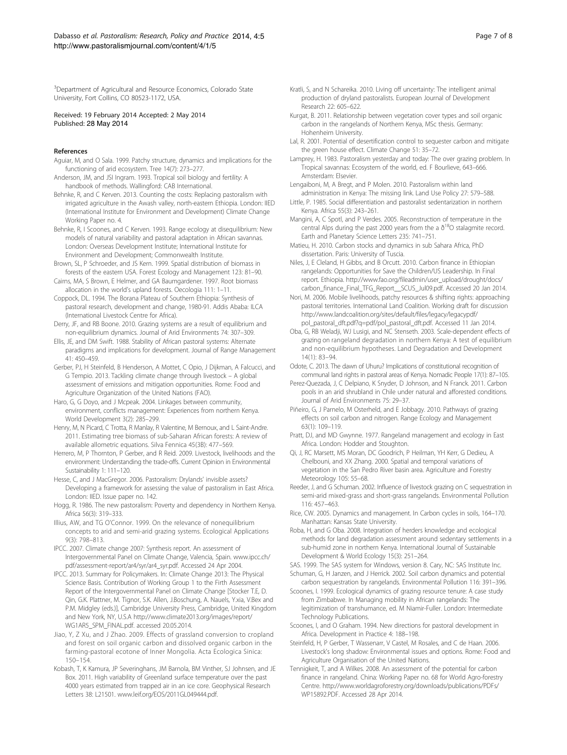[3]Department of Agricultural and Resource Economics, Colorado State University, Fort Collins, CO 80523-1172, USA.

Received: 19 February 2014 Accepted: 2 May 2014
Published: 28 May 2014

## References

Aguiar, M, and O Sala. 1999. Patchy structure, dynamics and implications for the functioning of arid ecosystem. Tree 14(7): 273–277.

Anderson, JM, and JSI Ingram. 1993. Tropical soil biology and fertility: A handbook of methods. Wallingford: CAB International.

Behnke, R, and C Kerven. 2013. Counting the costs: Replacing pastoralism with irrigated agriculture in the Awash valley, north-eastern Ethiopia. London: IIED (International Institute for Environment and Development) Climate Change Working Paper no. 4.

Behnke, R, I Scoones, and C Kerven. 1993. Range ecology at disequilibrium: New models of natural variability and pastoral adaptation in African savannas. London: Overseas Development Institute; International Institute for Environment and Development; Commonwealth Institute.

Brown, SL, P Schroeder, and JS Kern. 1999. Spatial distribution of biomass in forests of the eastern USA. Forest Ecology and Management 123: 81–90.

Cairns, MA, S Brown, E Helmer, and GA Baumgardener. 1997. Root biomass allocation in the world's upland forests. Oecologia 111: 1–11.

Coppock, DL. 1994. The Borana Plateau of Southern Ethiopia: Synthesis of pastoral research, development and change, 1980-91. Addis Ababa: ILCA (International Livestock Centre for Africa).

Derry, JF, and RB Boone. 2010. Grazing systems are a result of equilibrium and non-equilibrium dynamics. Journal of Arid Environments 74: 307–309.

Ellis, JE, and DM Swift. 1988. Stability of African pastoral systems: Alternate paradigms and implications for development. Journal of Range Management 41: 450–459.

Gerber, PJ, H Steinfeld, B Henderson, A Mottet, C Opio, J Dijkman, A Falcucci, and G Tempio. 2013. Tackling climate change through livestock – A global assessment of emissions and mitigation opportunities. Rome: Food and Agriculture Organization of the United Nations (FAO).

Haro, G, G Doyo, and J Mcpeak. 2004. Linkages between community, environment, conflicts management: Experiences from northern Kenya. World Development 3(2): 285–299.

Henry, M, N Picard, C Trotta, R Manlay, R Valentine, M Bernoux, and L Saint-Andre. 2011. Estimating tree biomass of sub-Saharan African forests: A review of available allometric equations. Silva Fennica 45(3B): 477–569.

Herrero, M, P Thornton, P Gerber, and R Reid. 2009. Livestock, livelihoods and the environment: Understanding the trade-offs. Current Opinion in Environmental Sustainability 1: 111–120.

Hesse, C, and J MacGregor. 2006. Pastoralism: Drylands' invisible assets? Developing a framework for assessing the value of pastoralism in East Africa. London: IIED. Issue paper no. 142.

Hogg, R. 1986. The new pastoralism: Poverty and dependency in Northern Kenya. Africa 56(3): 319–333.

Illius, AW, and TG O'Connor. 1999. On the relevance of nonequilibrium concepts to arid and semi-arid grazing systems. Ecological Applications 9(3): 798–813.

IPCC. 2007. Climate change 2007: Synthesis report. An assessment of Intergovernmental Panel on Climate Change, Valencia, Spain. www.ipcc.ch/pdf/assessment-report/ar4/syr/ar4_syr.pdf. Accessed 24 Apr 2004.

IPCC. 2013. Summary for Policymakers. In: Climate Change 2013: The Physical Science Basis. Contribution of Working Group 1 to the Firth Assessment Report of the Intergovernmental Panel on Climate Change [Stocker T.E, D. Qin, G.K. Plattner, M. Tignor, S.K. Allen, J.Boschung, A. Nauels, Y.xia, V.Bex and P.M. Midgley (eds.)], Cambridge University Press, Cambridge, United Kingdom and New York, NY, U.S.A http://www.climate2013.org/images/report/WG1AR5_SPM_FINAL.pdf. accessed 20.05.2014.

Jiao, Y, Z Xu, and J Zhao. 2009. Effects of grassland conversion to cropland and forest on soil organic carbon and dissolved organic carbon in the farming-pastoral ecotone of Inner Mongolia. Acta Ecologica Sinica: 150–154.

Kobash, T, K Kamura, JP Severinghans, JM Barnola, BM Vinther, SJ Johnsen, and JE Box. 2011. High variability of Greenland surface temperature over the past 4000 years estimated from trapped air in an ice core. Geophysical Research Letters 38: L21501. www.leif.org/EOS/2011GL049444.pdf.

Kratli, S, and N Schareika. 2010. Living off uncertainty: The intelligent animal production of dryland pastoralists. European Journal of Development Research 22: 605–622.

Kurgat, B. 2011. Relationship between vegetation cover types and soil organic carbon in the rangelands of Northern Kenya, MSc thesis. Germany: Hohenheim University.

Lal, R. 2001. Potential of desertification control to sequester carbon and mitigate the green house effect. Climate Change 51: 35–72.

Lamprey, H. 1983. Pastoralism yesterday and today: The over grazing problem. In Tropical savannas: Ecosystem of the world, ed. F Bourlieve, 643–666. Amsterdam: Elsevier.

Lengaiboni, M, A Bregt, and P Molen. 2010. Pastoralism within land administration in Kenya: The missing link. Land Use Policy 27: 579–588.

Little, P. 1985. Social differentiation and pastoralist sedentarization in northern Kenya. Africa 55(3): 243–261.

Mangini, A, C Spotl, and P Verdes. 2005. Reconstruction of temperature in the central Alps during the past 2000 years from the a $\delta^{18}O$ stalagmite record. Earth and Planetary Science Letters 235: 741–751.

Matieu, H. 2010. Carbon stocks and dynamics in sub Sahara Africa, PhD dissertation. Paris: University of Tuscia.

Niles, J, E Cleland, H Gibbs, and B Orcutt. 2010. Carbon finance in Ethiopian rangelands: Opportunities for Save the Children/US Leadership. In Final report. Ethiopia. http://www.fao.org/fileadmin/user_upload/drought/docs/carbon_finance_Final_TFG_Report__SCUS_Jul09.pdf. Accessed 20 Jan 2014.

Nori, M. 2006. Mobile livelihoods, patchy resources & shifting rights: approaching pastoral territories. International Land Coalition. Working draft for discussion http://www.landcoalition.org/sites/default/files/legacy/legacypdf/pol_pastoral_dft.pdf?q=pdf/pol_pastoral_dft.pdf. Accessed 11 Jan 2014.

Oba, G, RB Weladji, WJ Lusigi, and NC Stenseth. 2003. Scale-dependent effects of grazing on rangeland degradation in northern Kenya: A test of equilibrium and non-equilibrium hypotheses. Land Degradation and Development 14(1): 83–94.

Odote, C. 2013. The dawn of Uhuru? Implications of constitutional recognition of communal land rights in pastoral areas of Kenya. Nomadic People 17(1): 87–105.

Perez-Quezada, J, C Delpiano, K Snyder, D Johnson, and N Franck. 2011. Carbon pools in an arid shrubland in Chile under natural and afforested conditions. Journal of Arid Environments 75: 29–37.

Piñeiro, G, J Parnelo, M Osterheld, and E Jobbagy. 2010. Pathways of grazing effects on soil carbon and nitrogen. Range Ecology and Management 63(1): 109–119.

Pratt, DJ, and MD Gwynne. 1977. Rangeland management and ecology in East Africa. London: Hodder and Stoughton.

Qi, J, RC Marsett, MS Moran, DC Goodrich, P Heilman, YH Kerr, G Dedieu, A Chelbouni, and XX Zhang. 2000. Spatial and temporal variations of vegetation in the San Pedro River basin area. Agriculture and Forestry Meteorology 105: 55–68.

Reeder, J, and G Schuman. 2002. Influence of livestock grazing on C sequestration in semi-arid mixed-grass and short-grass rangelands. Environmental Pollution 116: 457–463.

Rice, CW. 2005. Dynamics and management. In Carbon cycles in soils, 164–170. Manhattan: Kansas State University.

Roba, H, and G Oba. 2008. Integration of herders knowledge and ecological methods for land degradation assessment around sedentary settlements in a sub-humid zone in northern Kenya. International Journal of Sustainable Development & World Ecology 15(3): 251–264.

SAS. 1999. The SAS system for Windows, version 8. Cary, NC: SAS Institute Inc.

Schuman, G, H Janzen, and J Herrick. 2002. Soil carbon dynamics and potential carbon sequestration by rangelands. Environmental Pollution 116: 391–396.

Scoones, I. 1999. Ecological dynamics of grazing resource tenure: A case study from Zimbabwe. In Managing mobility in African rangelands: The legitimization of transhumance, ed. M Niamir-Fuller. London: Intermediate Technology Publications.

Scoones, I, and O Graham. 1994. New directions for pastoral development in Africa. Development in Practice 4: 188–198.

Steinfeld, H, P Gerber, T Wassenarr, V Castel, M Rosales, and C de Haan. 2006. Livestock's long shadow: Environmental issues and options. Rome: Food and Agriculture Organisation of the United Nations.

Tennigkeit, T, and A Wilkes. 2008. An assessment of the potential for carbon finance in rangeland. China: Working Paper no. 68 for World Agro-forestry Centre. http://www.worldagroforestry.org/downloads/publications/PDFs/WP15892.PDF. Accessed 28 Apr 2014.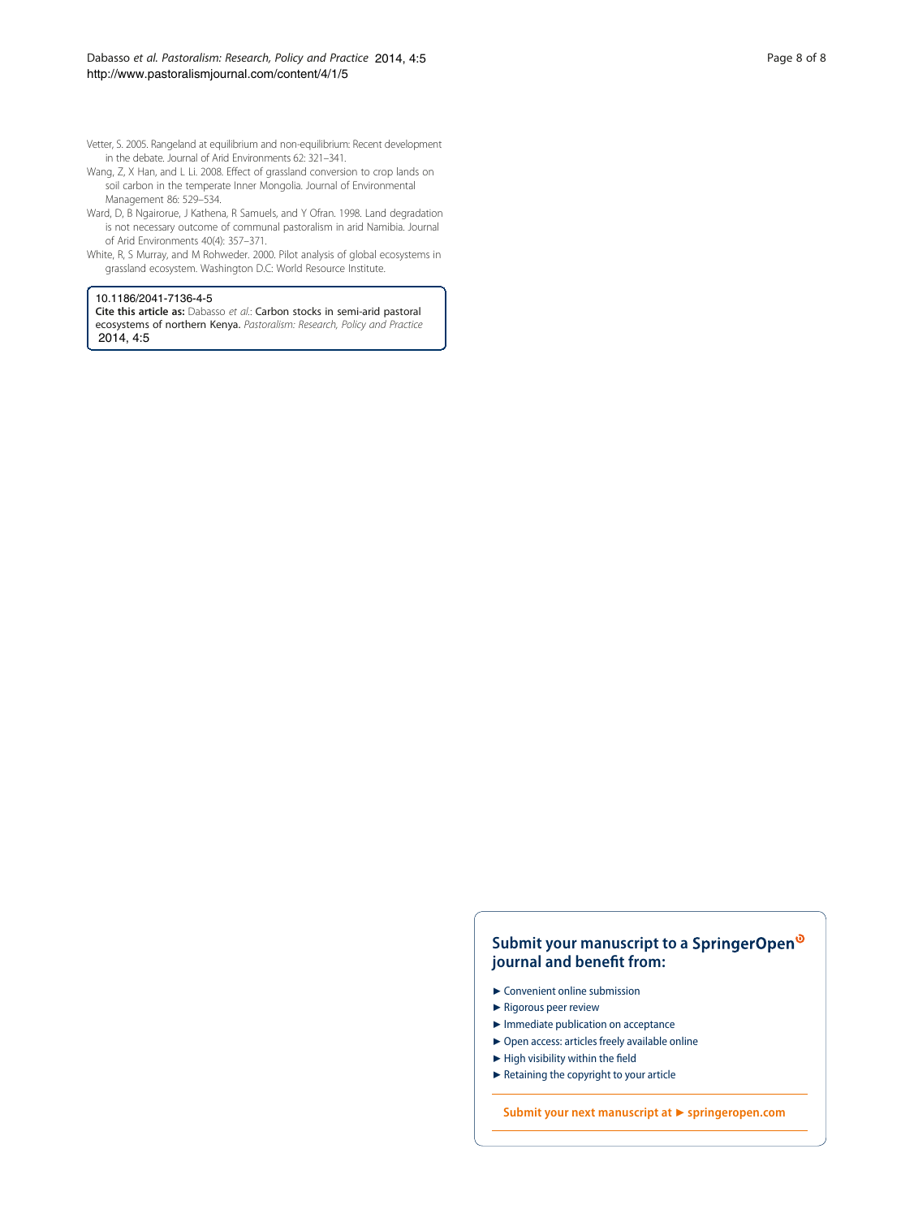Vetter, S. 2005. Rangeland at equilibrium and non-equilibrium: Recent development in the debate. Journal of Arid Environments 62: 321–341.

Wang, Z, X Han, and L Li. 2008. Effect of grassland conversion to crop lands on soil carbon in the temperate Inner Mongolia. Journal of Environmental Management 86: 529–534.

Ward, D, B Ngairorue, J Kathena, R Samuels, and Y Ofran. 1998. Land degradation is not necessary outcome of communal pastoralism in arid Namibia. Journal of Arid Environments 40(4): 357–371.

White, R, S Murray, and M Rohweder. 2000. Pilot analysis of global ecosystems in grassland ecosystem. Washington D.C: World Resource Institute.

10.1186/2041-7136-4-5

**Cite this article as:** Dabasso *et al.*: Carbon stocks in semi-arid pastoral ecosystems of northern Kenya. *Pastoralism: Research, Policy and Practice* 2014, 4:5

**Submit your manuscript to a SpringerOpen journal and benefit from:**

- ► Convenient online submission
- ► Rigorous peer review
- ► Immediate publication on acceptance
- ► Open access: articles freely available online
- ► High visibility within the field
- ► Retaining the copyright to your article

**Submit your next manuscript at ► springeropen.com**